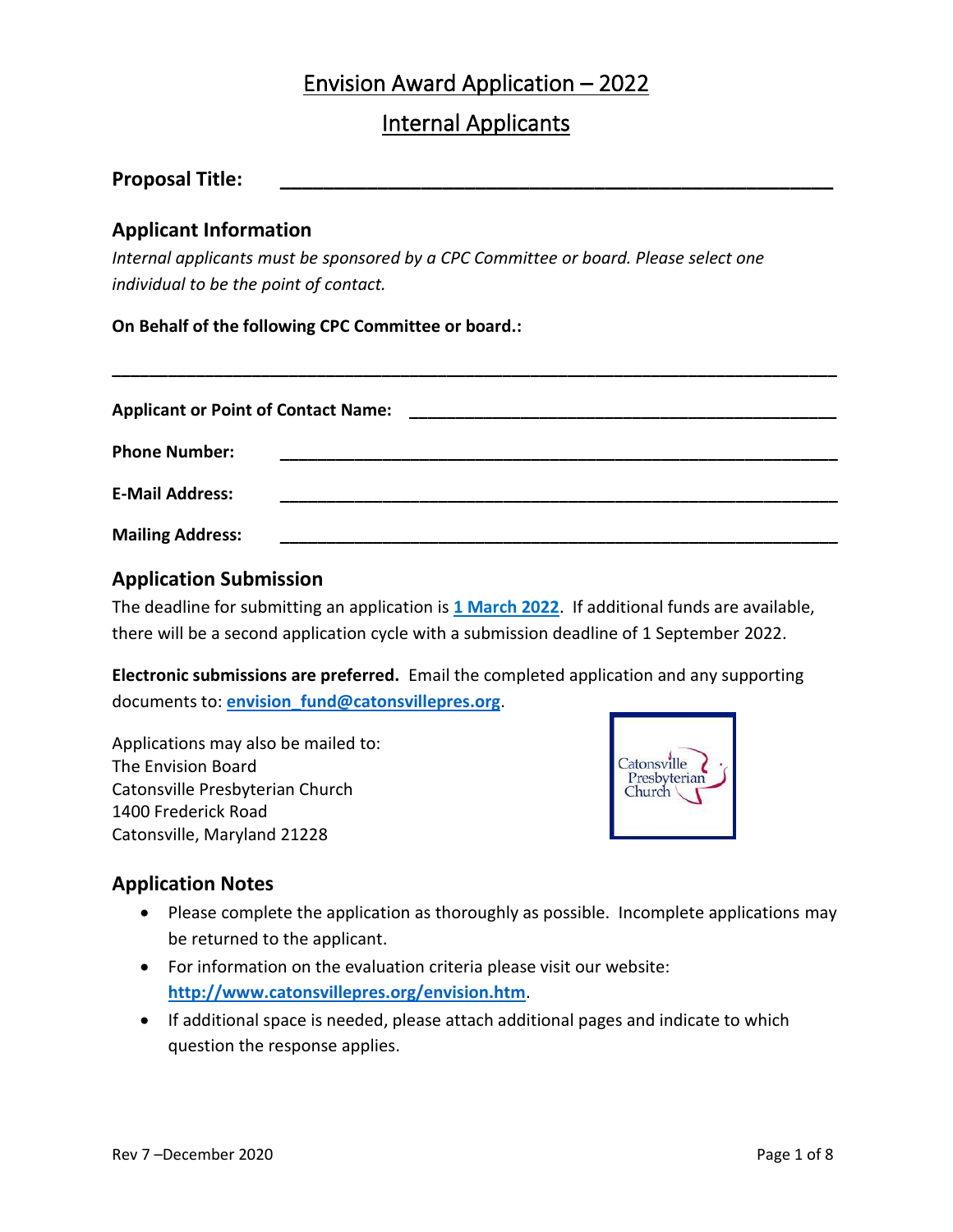# Envision Award Application – 2022

## Internal Applicants

**Proposal Title:** ____________________________________________

## Applicant Information

*Internal applicants must be sponsored by a CPC Committee or board. Please select one individual to be the point of contact.*

**On Behalf of the following CPC Committee or board.:**

____________________________________________________________________

**Applicant or Point of Contact Name:** ____________________________________________

**Phone Number:** ____________________________________________________

**E-Mail Address:** ____________________________________________________

**Mailing Address:** ____________________________________________________

## Application Submission

The deadline for submitting an application is **1 March 2022**. If additional funds are available, there will be a second application cycle with a submission deadline of 1 September 2022.

**Electronic submissions are preferred.** Email the completed application and any supporting documents to: **envision_fund@catonsvillepres.org**.

Applications may also be mailed to:
The Envision Board
Catonsville Presbyterian Church
1400 Frederick Road
Catonsville, Maryland 21228

## Application Notes

- Please complete the application as thoroughly as possible. Incomplete applications may be returned to the applicant.
- For information on the evaluation criteria please visit our website: **http://www.catonsvillepres.org/envision.htm**.
- If additional space is needed, please attach additional pages and indicate to which question the response applies.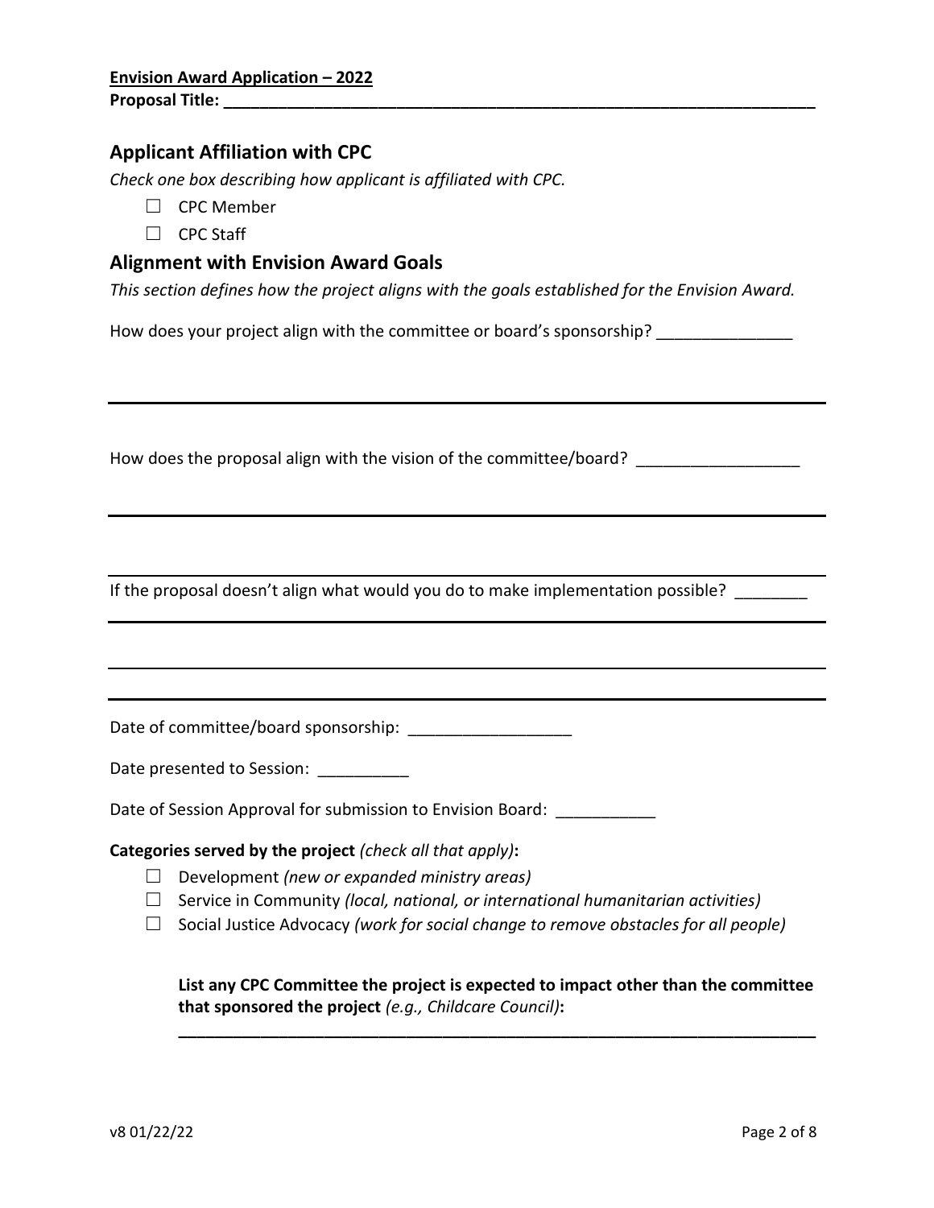**Envision Award Application – 2022**

**Proposal Title: ___________________________________________________________________**

## Applicant Affiliation with CPC

*Check one box describing how applicant is affiliated with CPC.*

- ☐ CPC Member
- ☐ CPC Staff

## Alignment with Envision Award Goals

*This section defines how the project aligns with the goals established for the Envision Award.*

How does your project align with the committee or board's sponsorship? _______________

---

How does the proposal align with the vision of the committee/board? __________________

---

---

If the proposal doesn't align what would you do to make implementation possible? ________

---

---

---

Date of committee/board sponsorship: __________________

Date presented to Session: __________

Date of Session Approval for submission to Envision Board: ___________

**Categories served by the project** *(check all that apply)***:**

- ☐ Development *(new or expanded ministry areas)*
- ☐ Service in Community *(local, national, or international humanitarian activities)*
- ☐ Social Justice Advocacy *(work for social change to remove obstacles for all people)*

**List any CPC Committee the project is expected to impact other than the committee that sponsored the project** *(e.g., Childcare Council)***:**

**_______________________________________________________________________**

v8 01/22/22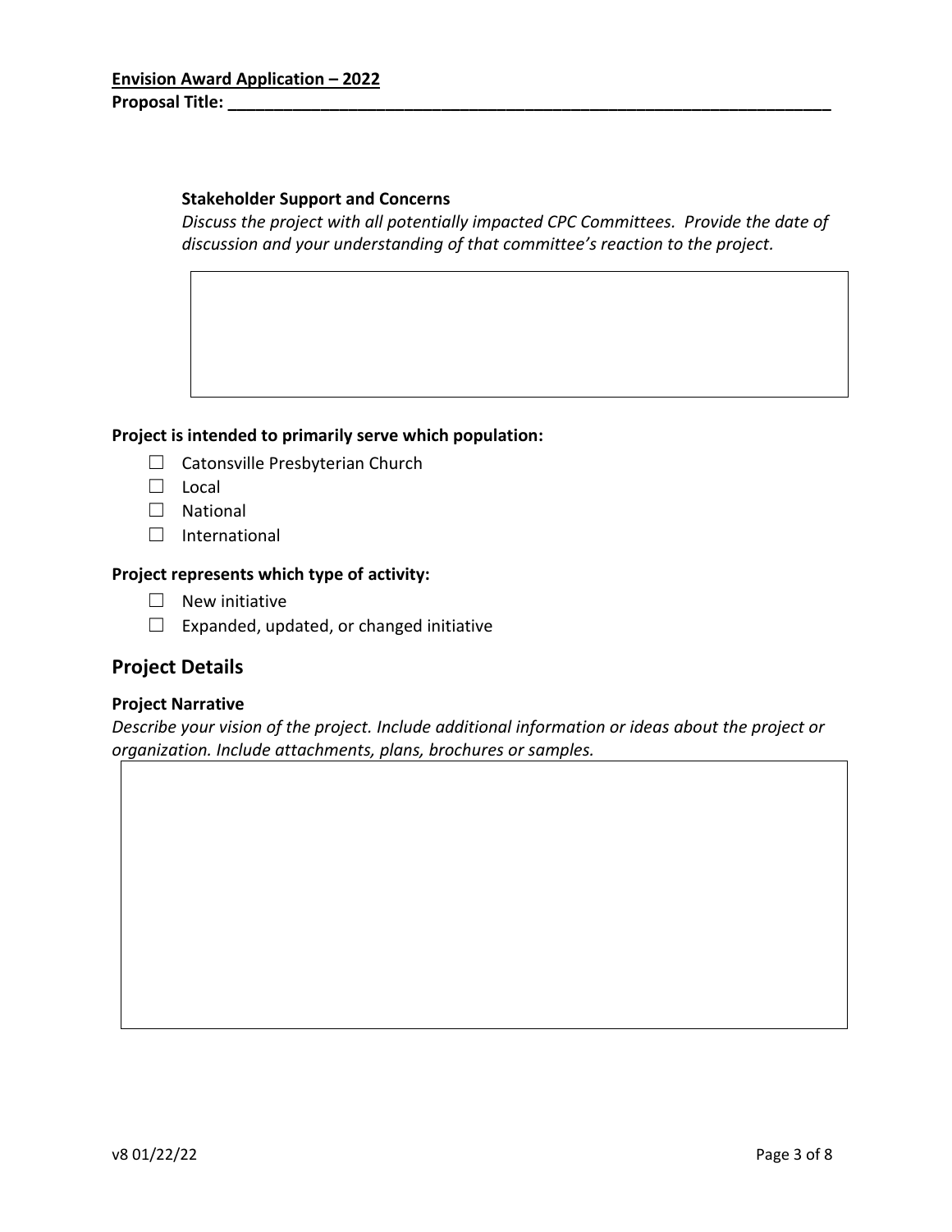**Envision Award Application – 2022**
**Proposal Title: ______________________________________________________________**

**Stakeholder Support and Concerns**

*Discuss the project with all potentially impacted CPC Committees. Provide the date of discussion and your understanding of that committee's reaction to the project.*

**Project is intended to primarily serve which population:**

- ☐ Catonsville Presbyterian Church
- ☐ Local
- ☐ National
- ☐ International

**Project represents which type of activity:**

- ☐ New initiative
- ☐ Expanded, updated, or changed initiative

## Project Details

**Project Narrative**

*Describe your vision of the project. Include additional information or ideas about the project or organization. Include attachments, plans, brochures or samples.*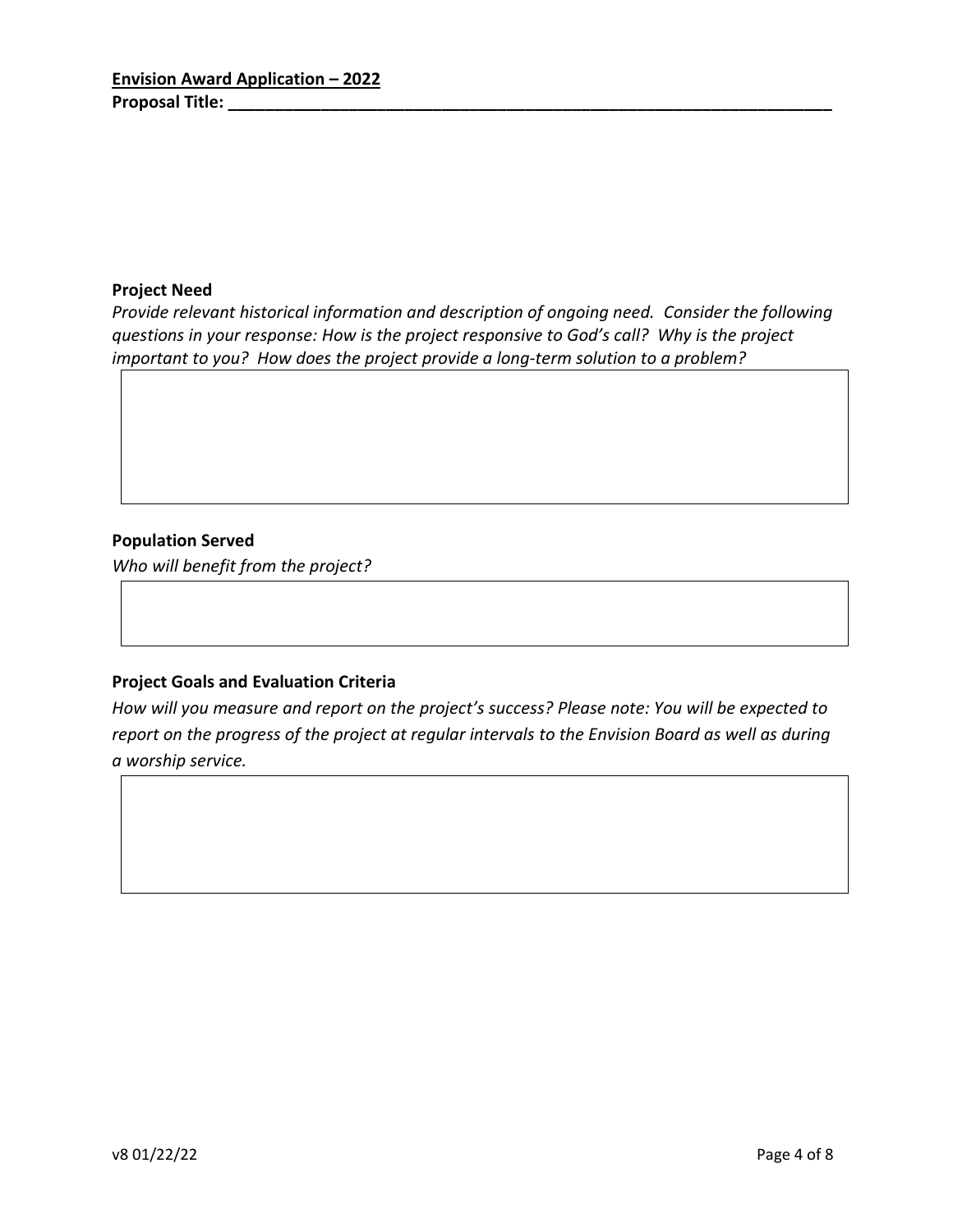**Envision Award Application – 2022**

**Proposal Title: ______________________________________________________________________**

**Project Need**

*Provide relevant historical information and description of ongoing need. Consider the following questions in your response: How is the project responsive to God's call? Why is the project important to you? How does the project provide a long-term solution to a problem?*

**Population Served**

*Who will benefit from the project?*

**Project Goals and Evaluation Criteria**

*How will you measure and report on the project's success? Please note: You will be expected to report on the progress of the project at regular intervals to the Envision Board as well as during a worship service.*

v8 01/22/22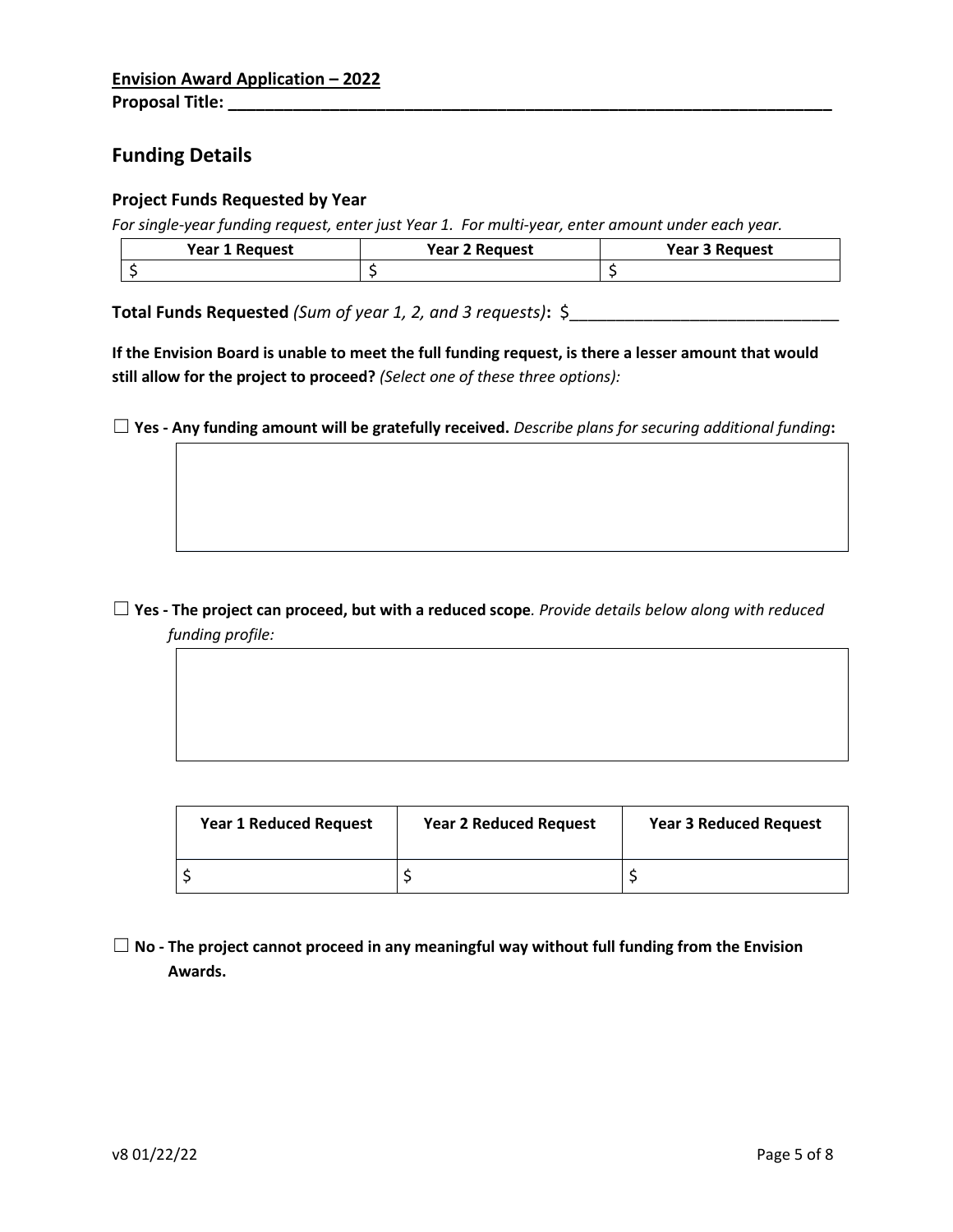**Envision Award Application – 2022**

**Proposal Title: ______________________________________________________________**

## Funding Details

### Project Funds Requested by Year

*For single-year funding request, enter just Year 1. For multi-year, enter amount under each year.*

| Year 1 Request | Year 2 Request | Year 3 Request |
|---|---|---|
| $ | $ | $ |

**Total Funds Requested** *(Sum of year 1, 2, and 3 requests)***:** $____________________________

**If the Envision Board is unable to meet the full funding request, is there a lesser amount that would still allow for the project to proceed?** *(Select one of these three options):*

☐ **Yes - Any funding amount will be gratefully received.** *Describe plans for securing additional funding***:**

☐ **Yes - The project can proceed, but with a reduced scope**. *Provide details below along with reduced funding profile:*

| Year 1 Reduced Request | Year 2 Reduced Request | Year 3 Reduced Request |
|---|---|---|
| $ | $ | $ |

☐ **No - The project cannot proceed in any meaningful way without full funding from the Envision Awards.**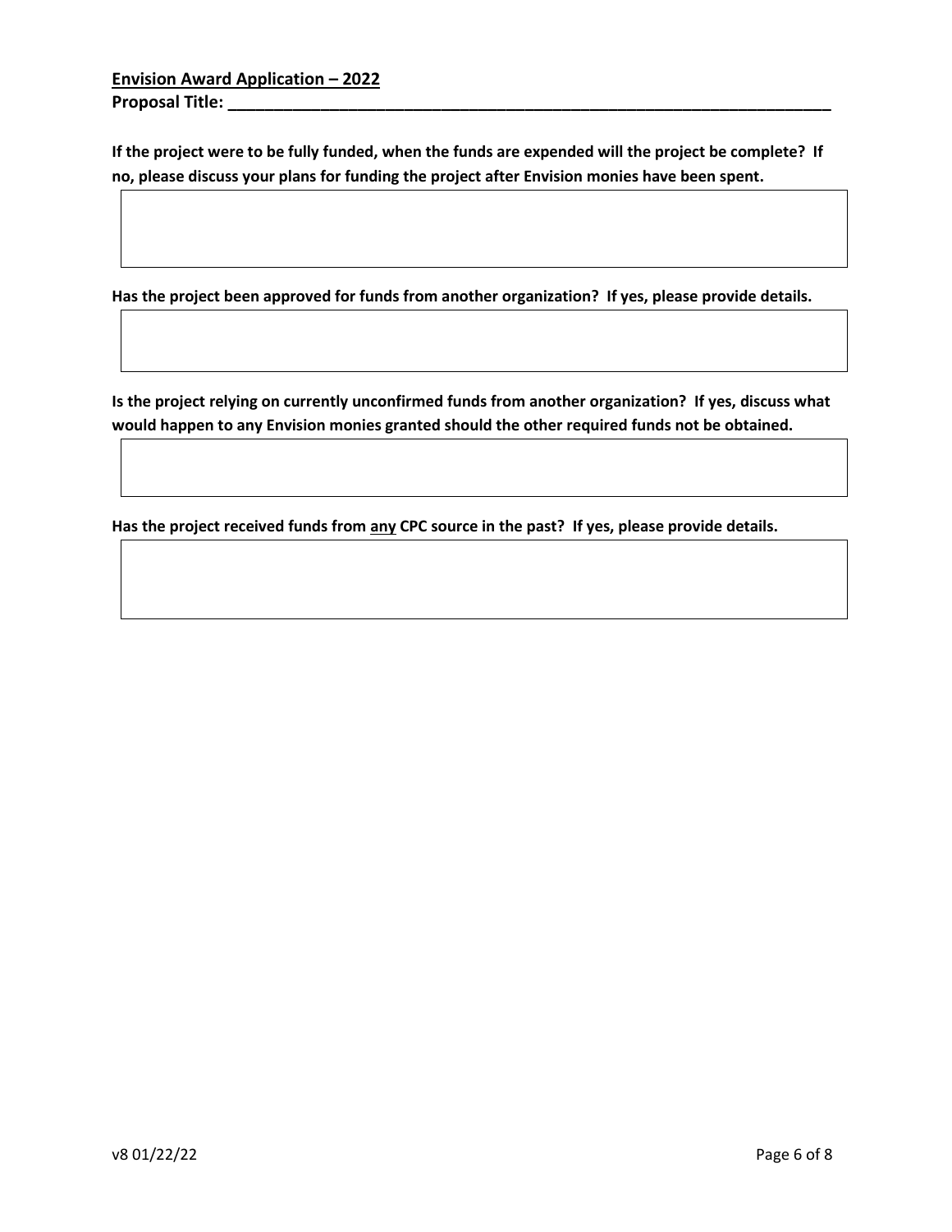**Envision Award Application – 2022**

**Proposal Title: \_\_\_\_\_\_\_\_\_\_\_\_\_\_\_\_\_\_\_\_\_\_\_\_\_\_\_\_\_\_\_\_\_\_\_\_\_\_\_\_\_\_\_\_\_\_\_\_\_\_\_\_\_\_\_\_\_\_\_\_\_\_\_\_\_\_\_\_**

**If the project were to be fully funded, when the funds are expended will the project be complete? If no, please discuss your plans for funding the project after Envision monies have been spent.**

**Has the project been approved for funds from another organization? If yes, please provide details.**

**Is the project relying on currently unconfirmed funds from another organization? If yes, discuss what would happen to any Envision monies granted should the other required funds not be obtained.**

**Has the project received funds from <u>any</u> CPC source in the past? If yes, please provide details.**

v8 01/22/22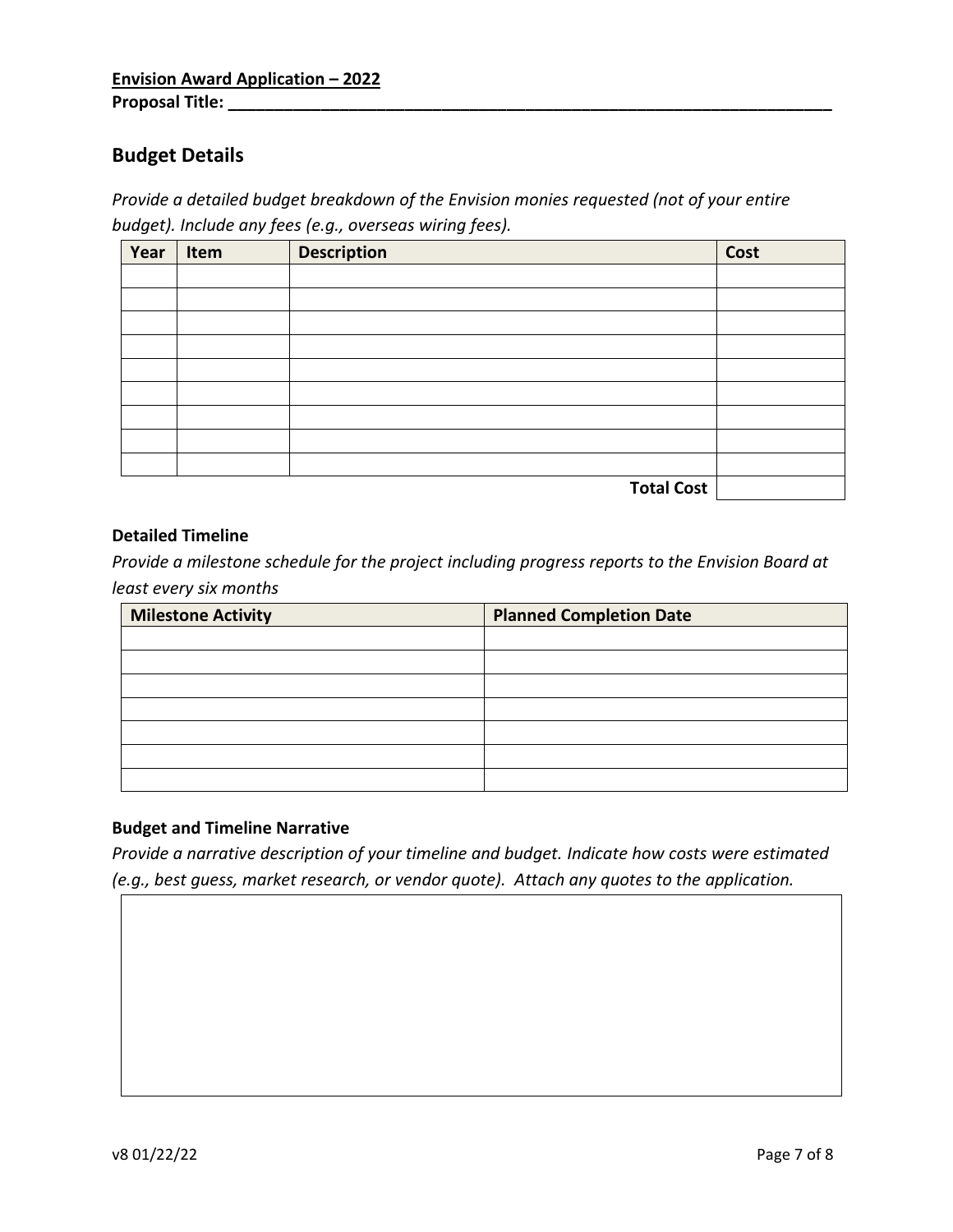**Envision Award Application – 2022**
**Proposal Title: \_\_\_\_\_\_\_\_\_\_\_\_\_\_\_\_\_\_\_\_\_\_\_\_\_\_\_\_\_\_\_\_\_\_\_\_\_\_\_\_\_\_\_\_\_\_\_\_\_\_\_\_\_\_\_\_\_\_\_\_\_\_\_\_\_\_\_\_**

## Budget Details

*Provide a detailed budget breakdown of the Envision monies requested (not of your entire budget). Include any fees (e.g., overseas wiring fees).*

| Year | Item | Description | Cost |
|---|---|---|---|
| | | | |
| | | | |
| | | | |
| | | | |
| | | | |
| | | | |
| | | | |
| | | | |
| | | | |
| | | **Total Cost** | |

### Detailed Timeline

*Provide a milestone schedule for the project including progress reports to the Envision Board at least every six months*

| Milestone Activity | Planned Completion Date |
|---|---|
| | |
| | |
| | |
| | |
| | |
| | |
| | |

### Budget and Timeline Narrative

*Provide a narrative description of your timeline and budget. Indicate how costs were estimated (e.g., best guess, market research, or vendor quote). Attach any quotes to the application.*

| |
|---|
| |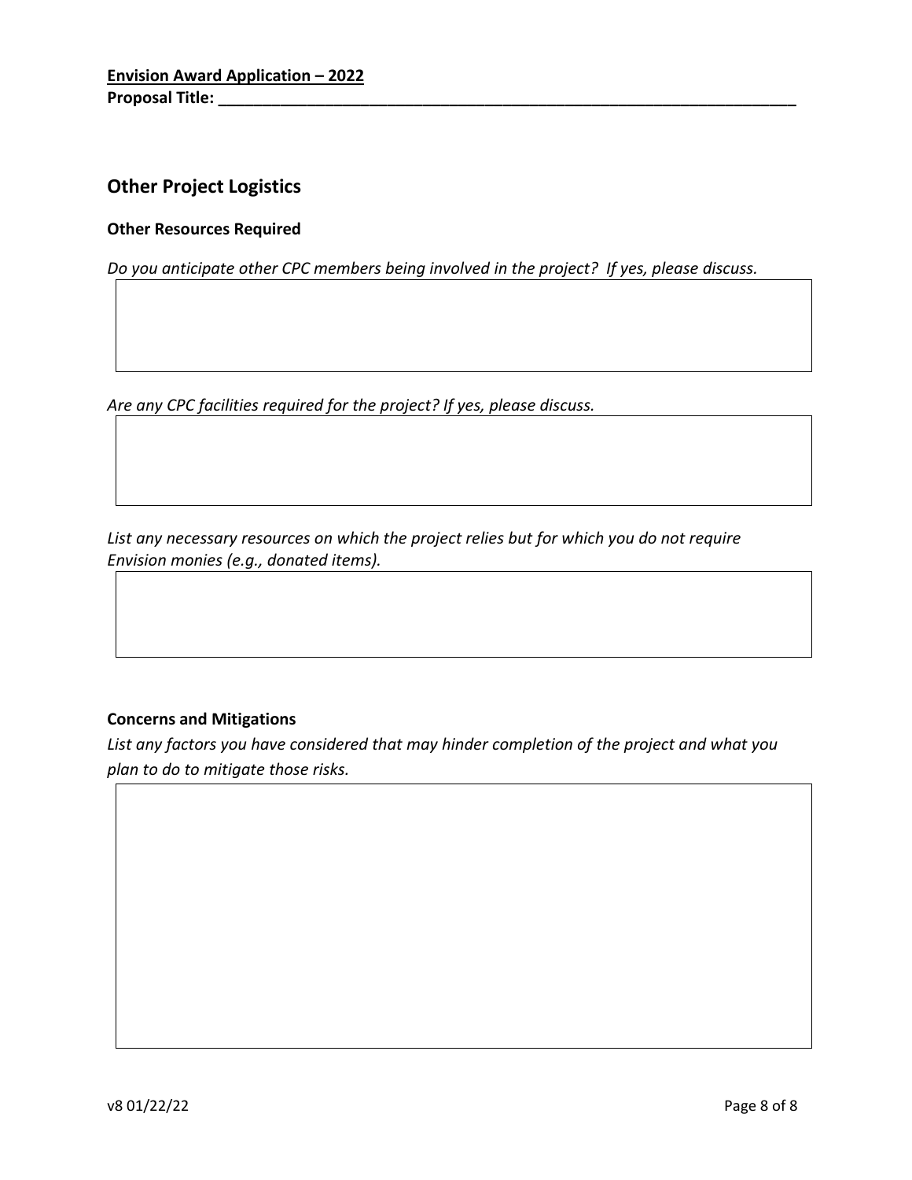## Other Project Logistics

### Other Resources Required

*Do you anticipate other CPC members being involved in the project? If yes, please discuss.*

*Are any CPC facilities required for the project? If yes, please discuss.*

*List any necessary resources on which the project relies but for which you do not require Envision monies (e.g., donated items).*

### Concerns and Mitigations

*List any factors you have considered that may hinder completion of the project and what you plan to do to mitigate those risks.*